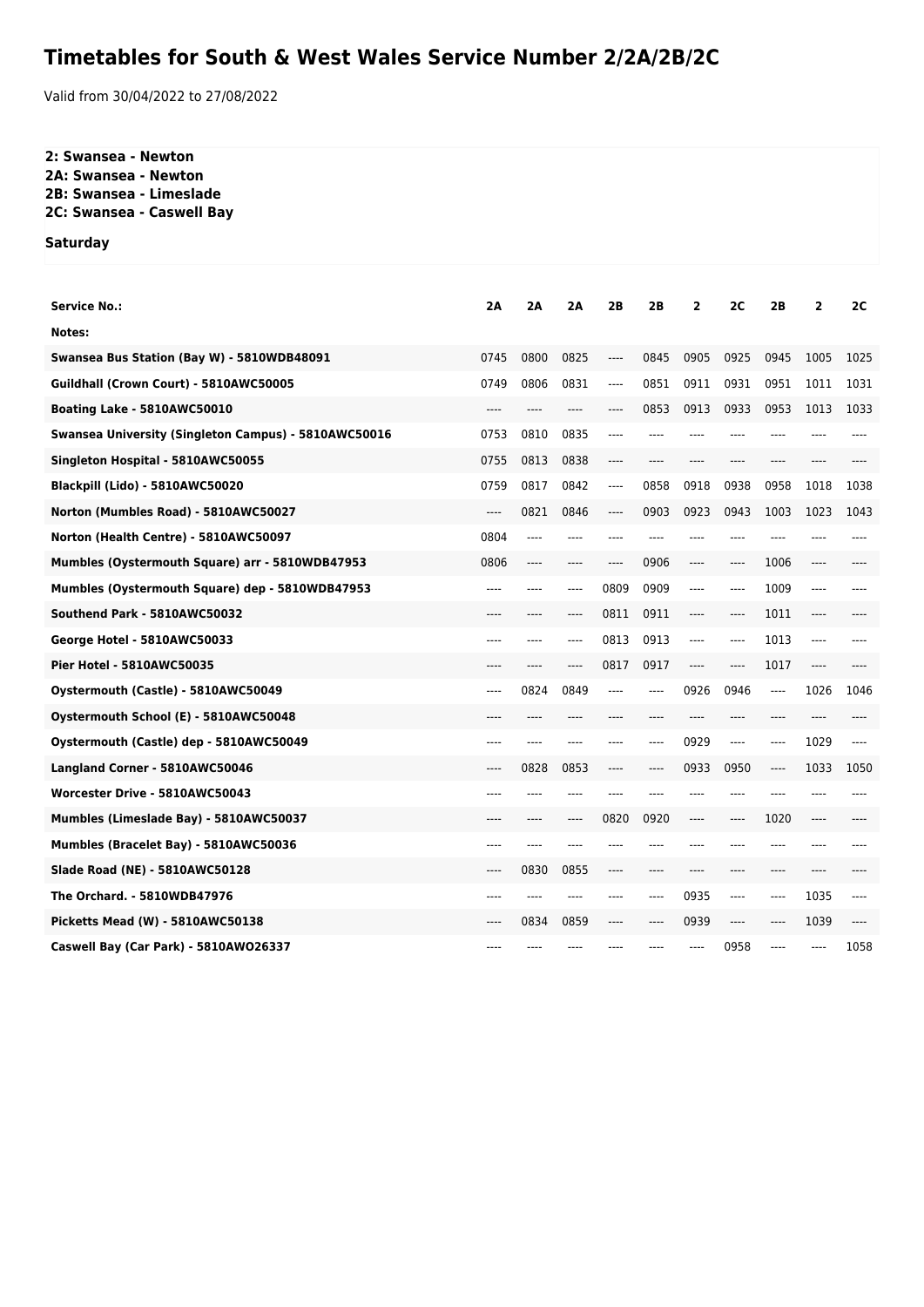# Timetables for South & West Wales Service Number 2/2A/2B/2C

Valid from 30/04/2022 to 27/08/2022

**2: Swansea - Newton**
**2A: Swansea - Newton**
**2B: Swansea - Limeslade**
**2C: Swansea - Caswell Bay**

**Saturday**

| Service No.: | 2A | 2A | 2A | 2B | 2B | 2 | 2C | 2B | 2 | 2C |
|---|---|---|---|---|---|---|---|---|---|---|
| Notes: | | | | | | | | | | |
| Swansea Bus Station (Bay W) - 5810WDB48091 | 0745 | 0800 | 0825 | ---- | 0845 | 0905 | 0925 | 0945 | 1005 | 1025 |
| Guildhall (Crown Court) - 5810AWC50005 | 0749 | 0806 | 0831 | ---- | 0851 | 0911 | 0931 | 0951 | 1011 | 1031 |
| Boating Lake - 5810AWC50010 | ---- | ---- | ---- | ---- | 0853 | 0913 | 0933 | 0953 | 1013 | 1033 |
| Swansea University (Singleton Campus) - 5810AWC50016 | 0753 | 0810 | 0835 | ---- | ---- | ---- | ---- | ---- | ---- | ---- |
| Singleton Hospital - 5810AWC50055 | 0755 | 0813 | 0838 | ---- | ---- | ---- | ---- | ---- | ---- | ---- |
| Blackpill (Lido) - 5810AWC50020 | 0759 | 0817 | 0842 | ---- | 0858 | 0918 | 0938 | 0958 | 1018 | 1038 |
| Norton (Mumbles Road) - 5810AWC50027 | ---- | 0821 | 0846 | ---- | 0903 | 0923 | 0943 | 1003 | 1023 | 1043 |
| Norton (Health Centre) - 5810AWC50097 | 0804 | ---- | ---- | ---- | ---- | ---- | ---- | ---- | ---- | ---- |
| Mumbles (Oystermouth Square) arr - 5810WDB47953 | 0806 | ---- | ---- | ---- | 0906 | ---- | ---- | 1006 | ---- | ---- |
| Mumbles (Oystermouth Square) dep - 5810WDB47953 | ---- | ---- | ---- | 0809 | 0909 | ---- | ---- | 1009 | ---- | ---- |
| Southend Park - 5810AWC50032 | ---- | ---- | ---- | 0811 | 0911 | ---- | ---- | 1011 | ---- | ---- |
| George Hotel - 5810AWC50033 | ---- | ---- | ---- | 0813 | 0913 | ---- | ---- | 1013 | ---- | ---- |
| Pier Hotel - 5810AWC50035 | ---- | ---- | ---- | 0817 | 0917 | ---- | ---- | 1017 | ---- | ---- |
| Oystermouth (Castle) - 5810AWC50049 | ---- | 0824 | 0849 | ---- | ---- | 0926 | 0946 | ---- | 1026 | 1046 |
| Oystermouth School (E) - 5810AWC50048 | ---- | ---- | ---- | ---- | ---- | ---- | ---- | ---- | ---- | ---- |
| Oystermouth (Castle) dep - 5810AWC50049 | ---- | ---- | ---- | ---- | ---- | 0929 | ---- | ---- | 1029 | ---- |
| Langland Corner - 5810AWC50046 | ---- | 0828 | 0853 | ---- | ---- | 0933 | 0950 | ---- | 1033 | 1050 |
| Worcester Drive - 5810AWC50043 | ---- | ---- | ---- | ---- | ---- | ---- | ---- | ---- | ---- | ---- |
| Mumbles (Limeslade Bay) - 5810AWC50037 | ---- | ---- | ---- | 0820 | 0920 | ---- | ---- | 1020 | ---- | ---- |
| Mumbles (Bracelet Bay) - 5810AWC50036 | ---- | ---- | ---- | ---- | ---- | ---- | ---- | ---- | ---- | ---- |
| Slade Road (NE) - 5810AWC50128 | ---- | 0830 | 0855 | ---- | ---- | ---- | ---- | ---- | ---- | ---- |
| The Orchard. - 5810WDB47976 | ---- | ---- | ---- | ---- | ---- | 0935 | ---- | ---- | 1035 | ---- |
| Picketts Mead (W) - 5810AWC50138 | ---- | 0834 | 0859 | ---- | ---- | 0939 | ---- | ---- | 1039 | ---- |
| Caswell Bay (Car Park) - 5810AWO26337 | ---- | ---- | ---- | ---- | ---- | ---- | 0958 | ---- | ---- | 1058 |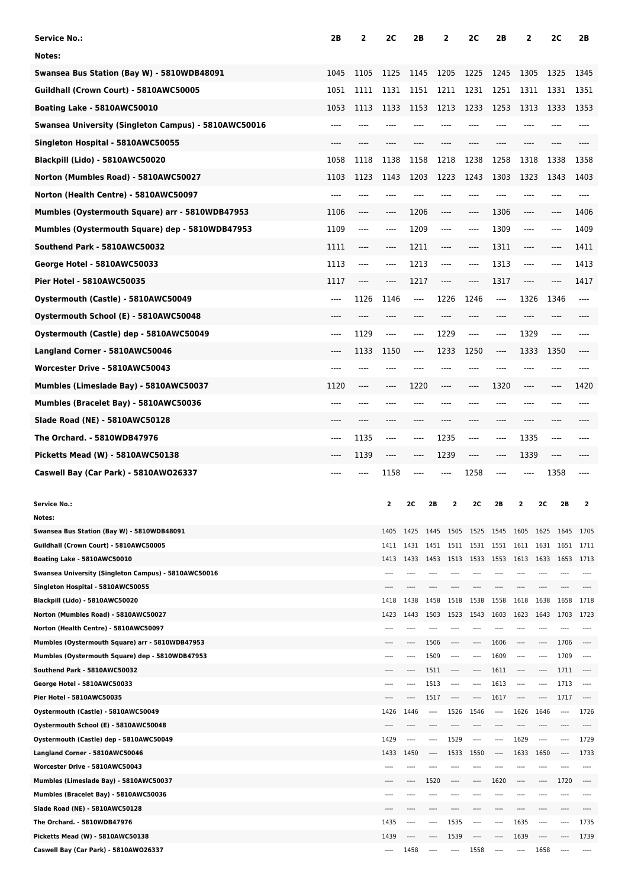| Service No.: | 2B | 2 | 2C | 2B | 2 | 2C | 2B | 2 | 2C | 2B |
|---|---|---|---|---|---|---|---|---|---|---|
| Notes: | | | | | | | | | | |
| Swansea Bus Station (Bay W) - 5810WDB48091 | 1045 | 1105 | 1125 | 1145 | 1205 | 1225 | 1245 | 1305 | 1325 | 1345 |
| Guildhall (Crown Court) - 5810AWC50005 | 1051 | 1111 | 1131 | 1151 | 1211 | 1231 | 1251 | 1311 | 1331 | 1351 |
| Boating Lake - 5810AWC50010 | 1053 | 1113 | 1133 | 1153 | 1213 | 1233 | 1253 | 1313 | 1333 | 1353 |
| Swansea University (Singleton Campus) - 5810AWC50016 | ---- | ---- | ---- | ---- | ---- | ---- | ---- | ---- | ---- | ---- |
| Singleton Hospital - 5810AWC50055 | ---- | ---- | ---- | ---- | ---- | ---- | ---- | ---- | ---- | ---- |
| Blackpill (Lido) - 5810AWC50020 | 1058 | 1118 | 1138 | 1158 | 1218 | 1238 | 1258 | 1318 | 1338 | 1358 |
| Norton (Mumbles Road) - 5810AWC50027 | 1103 | 1123 | 1143 | 1203 | 1223 | 1243 | 1303 | 1323 | 1343 | 1403 |
| Norton (Health Centre) - 5810AWC50097 | ---- | ---- | ---- | ---- | ---- | ---- | ---- | ---- | ---- | ---- |
| Mumbles (Oystermouth Square) arr - 5810WDB47953 | 1106 | ---- | ---- | 1206 | ---- | ---- | 1306 | ---- | ---- | 1406 |
| Mumbles (Oystermouth Square) dep - 5810WDB47953 | 1109 | ---- | ---- | 1209 | ---- | ---- | 1309 | ---- | ---- | 1409 |
| Southend Park - 5810AWC50032 | 1111 | ---- | ---- | 1211 | ---- | ---- | 1311 | ---- | ---- | 1411 |
| George Hotel - 5810AWC50033 | 1113 | ---- | ---- | 1213 | ---- | ---- | 1313 | ---- | ---- | 1413 |
| Pier Hotel - 5810AWC50035 | 1117 | ---- | ---- | 1217 | ---- | ---- | 1317 | ---- | ---- | 1417 |
| Oystermouth (Castle) - 5810AWC50049 | ---- | 1126 | 1146 | ---- | 1226 | 1246 | ---- | 1326 | 1346 | ---- |
| Oystermouth School (E) - 5810AWC50048 | ---- | ---- | ---- | ---- | ---- | ---- | ---- | ---- | ---- | ---- |
| Oystermouth (Castle) dep - 5810AWC50049 | ---- | 1129 | ---- | ---- | 1229 | ---- | ---- | 1329 | ---- | ---- |
| Langland Corner - 5810AWC50046 | ---- | 1133 | 1150 | ---- | 1233 | 1250 | ---- | 1333 | 1350 | ---- |
| Worcester Drive - 5810AWC50043 | ---- | ---- | ---- | ---- | ---- | ---- | ---- | ---- | ---- | ---- |
| Mumbles (Limeslade Bay) - 5810AWC50037 | 1120 | ---- | ---- | 1220 | ---- | ---- | 1320 | ---- | ---- | 1420 |
| Mumbles (Bracelet Bay) - 5810AWC50036 | ---- | ---- | ---- | ---- | ---- | ---- | ---- | ---- | ---- | ---- |
| Slade Road (NE) - 5810AWC50128 | ---- | ---- | ---- | ---- | ---- | ---- | ---- | ---- | ---- | ---- |
| The Orchard. - 5810WDB47976 | ---- | 1135 | ---- | ---- | 1235 | ---- | ---- | 1335 | ---- | ---- |
| Picketts Mead (W) - 5810AWC50138 | ---- | 1139 | ---- | ---- | 1239 | ---- | ---- | 1339 | ---- | ---- |
| Caswell Bay (Car Park) - 5810AWO26337 | ---- | ---- | 1158 | ---- | ---- | 1258 | ---- | ---- | 1358 | ---- |

| Service No.: | 2 | 2C | 2B | 2 | 2C | 2B | 2 | 2C | 2B | 2 |
|---|---|---|---|---|---|---|---|---|---|---|
| Notes: | | | | | | | | | | |
| Swansea Bus Station (Bay W) - 5810WDB48091 | 1405 | 1425 | 1445 | 1505 | 1525 | 1545 | 1605 | 1625 | 1645 | 1705 |
| Guildhall (Crown Court) - 5810AWC50005 | 1411 | 1431 | 1451 | 1511 | 1531 | 1551 | 1611 | 1631 | 1651 | 1711 |
| Boating Lake - 5810AWC50010 | 1413 | 1433 | 1453 | 1513 | 1533 | 1553 | 1613 | 1633 | 1653 | 1713 |
| Swansea University (Singleton Campus) - 5810AWC50016 | ---- | ---- | ---- | ---- | ---- | ---- | ---- | ---- | ---- | ---- |
| Singleton Hospital - 5810AWC50055 | ---- | ---- | ---- | ---- | ---- | ---- | ---- | ---- | ---- | ---- |
| Blackpill (Lido) - 5810AWC50020 | 1418 | 1438 | 1458 | 1518 | 1538 | 1558 | 1618 | 1638 | 1658 | 1718 |
| Norton (Mumbles Road) - 5810AWC50027 | 1423 | 1443 | 1503 | 1523 | 1543 | 1603 | 1623 | 1643 | 1703 | 1723 |
| Norton (Health Centre) - 5810AWC50097 | ---- | ---- | ---- | ---- | ---- | ---- | ---- | ---- | ---- | ---- |
| Mumbles (Oystermouth Square) arr - 5810WDB47953 | ---- | ---- | 1506 | ---- | ---- | 1606 | ---- | ---- | 1706 | ---- |
| Mumbles (Oystermouth Square) dep - 5810WDB47953 | ---- | ---- | 1509 | ---- | ---- | 1609 | ---- | ---- | 1709 | ---- |
| Southend Park - 5810AWC50032 | ---- | ---- | 1511 | ---- | ---- | 1611 | ---- | ---- | 1711 | ---- |
| George Hotel - 5810AWC50033 | ---- | ---- | 1513 | ---- | ---- | 1613 | ---- | ---- | 1713 | ---- |
| Pier Hotel - 5810AWC50035 | ---- | ---- | 1517 | ---- | ---- | 1617 | ---- | ---- | 1717 | ---- |
| Oystermouth (Castle) - 5810AWC50049 | 1426 | 1446 | ---- | 1526 | 1546 | ---- | 1626 | 1646 | ---- | 1726 |
| Oystermouth School (E) - 5810AWC50048 | ---- | ---- | ---- | ---- | ---- | ---- | ---- | ---- | ---- | ---- |
| Oystermouth (Castle) dep - 5810AWC50049 | 1429 | ---- | ---- | 1529 | ---- | ---- | 1629 | ---- | ---- | 1729 |
| Langland Corner - 5810AWC50046 | 1433 | 1450 | ---- | 1533 | 1550 | ---- | 1633 | 1650 | ---- | 1733 |
| Worcester Drive - 5810AWC50043 | ---- | ---- | ---- | ---- | ---- | ---- | ---- | ---- | ---- | ---- |
| Mumbles (Limeslade Bay) - 5810AWC50037 | ---- | ---- | 1520 | ---- | ---- | 1620 | ---- | ---- | 1720 | ---- |
| Mumbles (Bracelet Bay) - 5810AWC50036 | ---- | ---- | ---- | ---- | ---- | ---- | ---- | ---- | ---- | ---- |
| Slade Road (NE) - 5810AWC50128 | ---- | ---- | ---- | ---- | ---- | ---- | ---- | ---- | ---- | ---- |
| The Orchard. - 5810WDB47976 | 1435 | ---- | ---- | 1535 | ---- | ---- | 1635 | ---- | ---- | 1735 |
| Picketts Mead (W) - 5810AWC50138 | 1439 | ---- | ---- | 1539 | ---- | ---- | 1639 | ---- | ---- | 1739 |
| Caswell Bay (Car Park) - 5810AWO26337 | ---- | 1458 | ---- | ---- | 1558 | ---- | ---- | 1658 | ---- | ---- |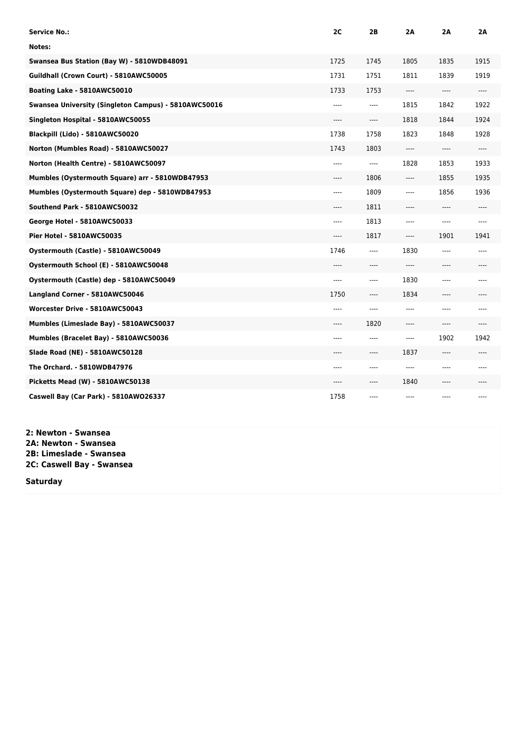| Service No.: | 2C | 2B | 2A | 2A | 2A |
|---|---|---|---|---|---|
| Notes: | | | | | |
| Swansea Bus Station (Bay W) - 5810WDB48091 | 1725 | 1745 | 1805 | 1835 | 1915 |
| Guildhall (Crown Court) - 5810AWC50005 | 1731 | 1751 | 1811 | 1839 | 1919 |
| Boating Lake - 5810AWC50010 | 1733 | 1753 | ---- | ---- | ---- |
| Swansea University (Singleton Campus) - 5810AWC50016 | ---- | ---- | 1815 | 1842 | 1922 |
| Singleton Hospital - 5810AWC50055 | ---- | ---- | 1818 | 1844 | 1924 |
| Blackpill (Lido) - 5810AWC50020 | 1738 | 1758 | 1823 | 1848 | 1928 |
| Norton (Mumbles Road) - 5810AWC50027 | 1743 | 1803 | ---- | ---- | ---- |
| Norton (Health Centre) - 5810AWC50097 | ---- | ---- | 1828 | 1853 | 1933 |
| Mumbles (Oystermouth Square) arr - 5810WDB47953 | ---- | 1806 | ---- | 1855 | 1935 |
| Mumbles (Oystermouth Square) dep - 5810WDB47953 | ---- | 1809 | ---- | 1856 | 1936 |
| Southend Park - 5810AWC50032 | ---- | 1811 | ---- | ---- | ---- |
| George Hotel - 5810AWC50033 | ---- | 1813 | ---- | ---- | ---- |
| Pier Hotel - 5810AWC50035 | ---- | 1817 | ---- | 1901 | 1941 |
| Oystermouth (Castle) - 5810AWC50049 | 1746 | ---- | 1830 | ---- | ---- |
| Oystermouth School (E) - 5810AWC50048 | ---- | ---- | ---- | ---- | ---- |
| Oystermouth (Castle) dep - 5810AWC50049 | ---- | ---- | 1830 | ---- | ---- |
| Langland Corner - 5810AWC50046 | 1750 | ---- | 1834 | ---- | ---- |
| Worcester Drive - 5810AWC50043 | ---- | ---- | ---- | ---- | ---- |
| Mumbles (Limeslade Bay) - 5810AWC50037 | ---- | 1820 | ---- | ---- | ---- |
| Mumbles (Bracelet Bay) - 5810AWC50036 | ---- | ---- | ---- | 1902 | 1942 |
| Slade Road (NE) - 5810AWC50128 | ---- | ---- | 1837 | ---- | ---- |
| The Orchard. - 5810WDB47976 | ---- | ---- | ---- | ---- | ---- |
| Picketts Mead (W) - 5810AWC50138 | ---- | ---- | 1840 | ---- | ---- |
| Caswell Bay (Car Park) - 5810AWO26337 | 1758 | ---- | ---- | ---- | ---- |

**2: Newton - Swansea**
**2A: Newton - Swansea**
**2B: Limeslade - Swansea**
**2C: Caswell Bay - Swansea**

**Saturday**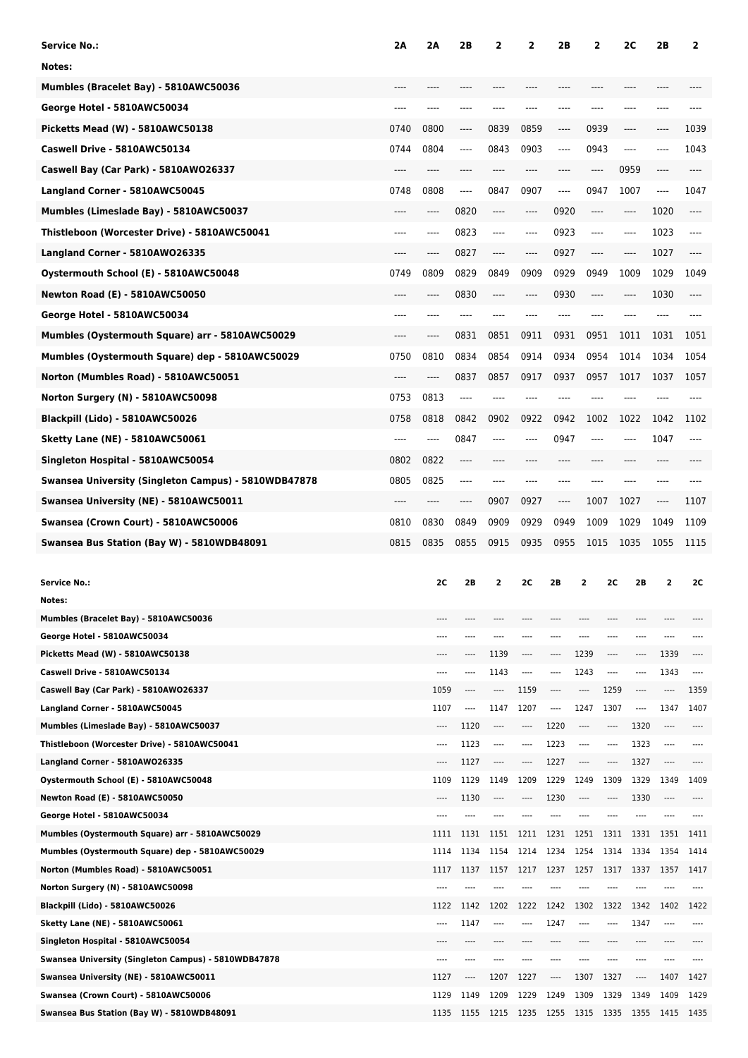| Service No.: | 2A | 2A | 2B | 2 | 2 | 2B | 2 | 2C | 2B | 2 |
|---|---|---|---|---|---|---|---|---|---|---|
| Notes: | | | | | | | | | | |
| Mumbles (Bracelet Bay) - 5810AWC50036 | ---- | ---- | ---- | ---- | ---- | ---- | ---- | ---- | ---- | ---- |
| George Hotel - 5810AWC50034 | ---- | ---- | ---- | ---- | ---- | ---- | ---- | ---- | ---- | ---- |
| Picketts Mead (W) - 5810AWC50138 | 0740 | 0800 | ---- | 0839 | 0859 | ---- | 0939 | ---- | ---- | 1039 |
| Caswell Drive - 5810AWC50134 | 0744 | 0804 | ---- | 0843 | 0903 | ---- | 0943 | ---- | ---- | 1043 |
| Caswell Bay (Car Park) - 5810AWO26337 | ---- | ---- | ---- | ---- | ---- | ---- | ---- | 0959 | ---- | ---- |
| Langland Corner - 5810AWC50045 | 0748 | 0808 | ---- | 0847 | 0907 | ---- | 0947 | 1007 | ---- | 1047 |
| Mumbles (Limeslade Bay) - 5810AWC50037 | ---- | ---- | 0820 | ---- | ---- | 0920 | ---- | ---- | 1020 | ---- |
| Thistleboon (Worcester Drive) - 5810AWC50041 | ---- | ---- | 0823 | ---- | ---- | 0923 | ---- | ---- | 1023 | ---- |
| Langland Corner - 5810AWO26335 | ---- | ---- | 0827 | ---- | ---- | 0927 | ---- | ---- | 1027 | ---- |
| Oystermouth School (E) - 5810AWC50048 | 0749 | 0809 | 0829 | 0849 | 0909 | 0929 | 0949 | 1009 | 1029 | 1049 |
| Newton Road (E) - 5810AWC50050 | ---- | ---- | 0830 | ---- | ---- | 0930 | ---- | ---- | 1030 | ---- |
| George Hotel - 5810AWC50034 | ---- | ---- | ---- | ---- | ---- | ---- | ---- | ---- | ---- | ---- |
| Mumbles (Oystermouth Square) arr - 5810AWC50029 | ---- | ---- | 0831 | 0851 | 0911 | 0931 | 0951 | 1011 | 1031 | 1051 |
| Mumbles (Oystermouth Square) dep - 5810AWC50029 | 0750 | 0810 | 0834 | 0854 | 0914 | 0934 | 0954 | 1014 | 1034 | 1054 |
| Norton (Mumbles Road) - 5810AWC50051 | ---- | ---- | 0837 | 0857 | 0917 | 0937 | 0957 | 1017 | 1037 | 1057 |
| Norton Surgery (N) - 5810AWC50098 | 0753 | 0813 | ---- | ---- | ---- | ---- | ---- | ---- | ---- | ---- |
| Blackpill (Lido) - 5810AWC50026 | 0758 | 0818 | 0842 | 0902 | 0922 | 0942 | 1002 | 1022 | 1042 | 1102 |
| Sketty Lane (NE) - 5810AWC50061 | ---- | ---- | 0847 | ---- | ---- | 0947 | ---- | ---- | 1047 | ---- |
| Singleton Hospital - 5810AWC50054 | 0802 | 0822 | ---- | ---- | ---- | ---- | ---- | ---- | ---- | ---- |
| Swansea University (Singleton Campus) - 5810WDB47878 | 0805 | 0825 | ---- | ---- | ---- | ---- | ---- | ---- | ---- | ---- |
| Swansea University (NE) - 5810AWC50011 | ---- | ---- | ---- | 0907 | 0927 | ---- | 1007 | 1027 | ---- | 1107 |
| Swansea (Crown Court) - 5810AWC50006 | 0810 | 0830 | 0849 | 0909 | 0929 | 0949 | 1009 | 1029 | 1049 | 1109 |
| Swansea Bus Station (Bay W) - 5810WDB48091 | 0815 | 0835 | 0855 | 0915 | 0935 | 0955 | 1015 | 1035 | 1055 | 1115 |

| Service No.: | 2C | 2B | 2 | 2C | 2B | 2 | 2C | 2B | 2 | 2C |
|---|---|---|---|---|---|---|---|---|---|---|
| Notes: | | | | | | | | | | |
| Mumbles (Bracelet Bay) - 5810AWC50036 | ---- | ---- | ---- | ---- | ---- | ---- | ---- | ---- | ---- | ---- |
| George Hotel - 5810AWC50034 | ---- | ---- | ---- | ---- | ---- | ---- | ---- | ---- | ---- | ---- |
| Picketts Mead (W) - 5810AWC50138 | ---- | ---- | 1139 | ---- | ---- | 1239 | ---- | ---- | 1339 | ---- |
| Caswell Drive - 5810AWC50134 | ---- | ---- | 1143 | ---- | ---- | 1243 | ---- | ---- | 1343 | ---- |
| Caswell Bay (Car Park) - 5810AWO26337 | 1059 | ---- | ---- | 1159 | ---- | ---- | 1259 | ---- | ---- | 1359 |
| Langland Corner - 5810AWC50045 | 1107 | ---- | 1147 | 1207 | ---- | 1247 | 1307 | ---- | 1347 | 1407 |
| Mumbles (Limeslade Bay) - 5810AWC50037 | ---- | 1120 | ---- | ---- | 1220 | ---- | ---- | 1320 | ---- | ---- |
| Thistleboon (Worcester Drive) - 5810AWC50041 | ---- | 1123 | ---- | ---- | 1223 | ---- | ---- | 1323 | ---- | ---- |
| Langland Corner - 5810AWO26335 | ---- | 1127 | ---- | ---- | 1227 | ---- | ---- | 1327 | ---- | ---- |
| Oystermouth School (E) - 5810AWC50048 | 1109 | 1129 | 1149 | 1209 | 1229 | 1249 | 1309 | 1329 | 1349 | 1409 |
| Newton Road (E) - 5810AWC50050 | ---- | 1130 | ---- | ---- | 1230 | ---- | ---- | 1330 | ---- | ---- |
| George Hotel - 5810AWC50034 | ---- | ---- | ---- | ---- | ---- | ---- | ---- | ---- | ---- | ---- |
| Mumbles (Oystermouth Square) arr - 5810AWC50029 | 1111 | 1131 | 1151 | 1211 | 1231 | 1251 | 1311 | 1331 | 1351 | 1411 |
| Mumbles (Oystermouth Square) dep - 5810AWC50029 | 1114 | 1134 | 1154 | 1214 | 1234 | 1254 | 1314 | 1334 | 1354 | 1414 |
| Norton (Mumbles Road) - 5810AWC50051 | 1117 | 1137 | 1157 | 1217 | 1237 | 1257 | 1317 | 1337 | 1357 | 1417 |
| Norton Surgery (N) - 5810AWC50098 | ---- | ---- | ---- | ---- | ---- | ---- | ---- | ---- | ---- | ---- |
| Blackpill (Lido) - 5810AWC50026 | 1122 | 1142 | 1202 | 1222 | 1242 | 1302 | 1322 | 1342 | 1402 | 1422 |
| Sketty Lane (NE) - 5810AWC50061 | ---- | 1147 | ---- | ---- | 1247 | ---- | ---- | 1347 | ---- | ---- |
| Singleton Hospital - 5810AWC50054 | ---- | ---- | ---- | ---- | ---- | ---- | ---- | ---- | ---- | ---- |
| Swansea University (Singleton Campus) - 5810WDB47878 | ---- | ---- | ---- | ---- | ---- | ---- | ---- | ---- | ---- | ---- |
| Swansea University (NE) - 5810AWC50011 | 1127 | ---- | 1207 | 1227 | ---- | 1307 | 1327 | ---- | 1407 | 1427 |
| Swansea (Crown Court) - 5810AWC50006 | 1129 | 1149 | 1209 | 1229 | 1249 | 1309 | 1329 | 1349 | 1409 | 1429 |
| Swansea Bus Station (Bay W) - 5810WDB48091 | 1135 | 1155 | 1215 | 1235 | 1255 | 1315 | 1335 | 1355 | 1415 | 1435 |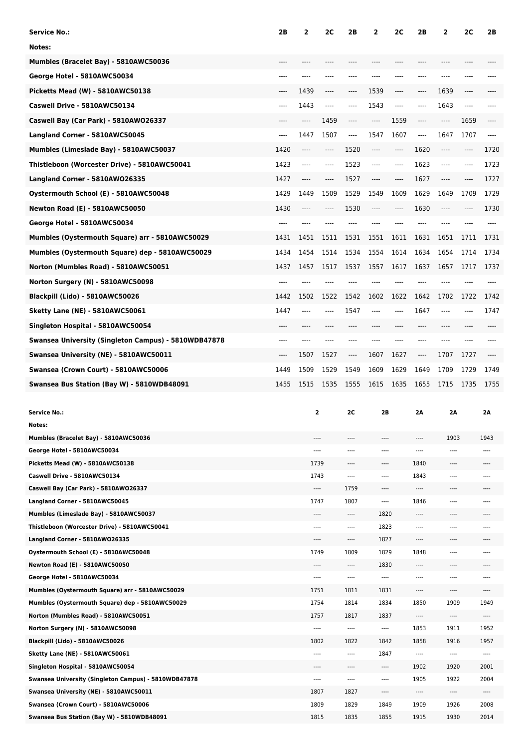| Service No.: | 2B | 2 | 2C | 2B | 2 | 2C | 2B | 2 | 2C | 2B |
|---|---|---|---|---|---|---|---|---|---|---|
| Notes: | | | | | | | | | | |
| Mumbles (Bracelet Bay) - 5810AWC50036 | ---- | ---- | ---- | ---- | ---- | ---- | ---- | ---- | ---- | ---- |
| George Hotel - 5810AWC50034 | ---- | ---- | ---- | ---- | ---- | ---- | ---- | ---- | ---- | ---- |
| Picketts Mead (W) - 5810AWC50138 | ---- | 1439 | ---- | ---- | 1539 | ---- | ---- | 1639 | ---- | ---- |
| Caswell Drive - 5810AWC50134 | ---- | 1443 | ---- | ---- | 1543 | ---- | ---- | 1643 | ---- | ---- |
| Caswell Bay (Car Park) - 5810AWO26337 | ---- | ---- | 1459 | ---- | ---- | 1559 | ---- | ---- | 1659 | ---- |
| Langland Corner - 5810AWC50045 | ---- | 1447 | 1507 | ---- | 1547 | 1607 | ---- | 1647 | 1707 | ---- |
| Mumbles (Limeslade Bay) - 5810AWC50037 | 1420 | ---- | ---- | 1520 | ---- | ---- | 1620 | ---- | ---- | 1720 |
| Thistleboon (Worcester Drive) - 5810AWC50041 | 1423 | ---- | ---- | 1523 | ---- | ---- | 1623 | ---- | ---- | 1723 |
| Langland Corner - 5810AWO26335 | 1427 | ---- | ---- | 1527 | ---- | ---- | 1627 | ---- | ---- | 1727 |
| Oystermouth School (E) - 5810AWC50048 | 1429 | 1449 | 1509 | 1529 | 1549 | 1609 | 1629 | 1649 | 1709 | 1729 |
| Newton Road (E) - 5810AWC50050 | 1430 | ---- | ---- | 1530 | ---- | ---- | 1630 | ---- | ---- | 1730 |
| George Hotel - 5810AWC50034 | ---- | ---- | ---- | ---- | ---- | ---- | ---- | ---- | ---- | ---- |
| Mumbles (Oystermouth Square) arr - 5810AWC50029 | 1431 | 1451 | 1511 | 1531 | 1551 | 1611 | 1631 | 1651 | 1711 | 1731 |
| Mumbles (Oystermouth Square) dep - 5810AWC50029 | 1434 | 1454 | 1514 | 1534 | 1554 | 1614 | 1634 | 1654 | 1714 | 1734 |
| Norton (Mumbles Road) - 5810AWC50051 | 1437 | 1457 | 1517 | 1537 | 1557 | 1617 | 1637 | 1657 | 1717 | 1737 |
| Norton Surgery (N) - 5810AWC50098 | ---- | ---- | ---- | ---- | ---- | ---- | ---- | ---- | ---- | ---- |
| Blackpill (Lido) - 5810AWC50026 | 1442 | 1502 | 1522 | 1542 | 1602 | 1622 | 1642 | 1702 | 1722 | 1742 |
| Sketty Lane (NE) - 5810AWC50061 | 1447 | ---- | ---- | 1547 | ---- | ---- | 1647 | ---- | ---- | 1747 |
| Singleton Hospital - 5810AWC50054 | ---- | ---- | ---- | ---- | ---- | ---- | ---- | ---- | ---- | ---- |
| Swansea University (Singleton Campus) - 5810WDB47878 | ---- | ---- | ---- | ---- | ---- | ---- | ---- | ---- | ---- | ---- |
| Swansea University (NE) - 5810AWC50011 | ---- | 1507 | 1527 | ---- | 1607 | 1627 | ---- | 1707 | 1727 | ---- |
| Swansea (Crown Court) - 5810AWC50006 | 1449 | 1509 | 1529 | 1549 | 1609 | 1629 | 1649 | 1709 | 1729 | 1749 |
| Swansea Bus Station (Bay W) - 5810WDB48091 | 1455 | 1515 | 1535 | 1555 | 1615 | 1635 | 1655 | 1715 | 1735 | 1755 |

| Service No.: | 2 | 2C | 2B | 2A | 2A | 2A |
|---|---|---|---|---|---|---|
| Notes: | | | | | | |
| Mumbles (Bracelet Bay) - 5810AWC50036 | ---- | ---- | ---- | ---- | 1903 | 1943 |
| George Hotel - 5810AWC50034 | ---- | ---- | ---- | ---- | ---- | ---- |
| Picketts Mead (W) - 5810AWC50138 | 1739 | ---- | ---- | 1840 | ---- | ---- |
| Caswell Drive - 5810AWC50134 | 1743 | ---- | ---- | 1843 | ---- | ---- |
| Caswell Bay (Car Park) - 5810AWO26337 | ---- | 1759 | ---- | ---- | ---- | ---- |
| Langland Corner - 5810AWC50045 | 1747 | 1807 | ---- | 1846 | ---- | ---- |
| Mumbles (Limeslade Bay) - 5810AWC50037 | ---- | ---- | 1820 | ---- | ---- | ---- |
| Thistleboon (Worcester Drive) - 5810AWC50041 | ---- | ---- | 1823 | ---- | ---- | ---- |
| Langland Corner - 5810AWO26335 | ---- | ---- | 1827 | ---- | ---- | ---- |
| Oystermouth School (E) - 5810AWC50048 | 1749 | 1809 | 1829 | 1848 | ---- | ---- |
| Newton Road (E) - 5810AWC50050 | ---- | ---- | 1830 | ---- | ---- | ---- |
| George Hotel - 5810AWC50034 | ---- | ---- | ---- | ---- | ---- | ---- |
| Mumbles (Oystermouth Square) arr - 5810AWC50029 | 1751 | 1811 | 1831 | ---- | ---- | ---- |
| Mumbles (Oystermouth Square) dep - 5810AWC50029 | 1754 | 1814 | 1834 | 1850 | 1909 | 1949 |
| Norton (Mumbles Road) - 5810AWC50051 | 1757 | 1817 | 1837 | ---- | ---- | ---- |
| Norton Surgery (N) - 5810AWC50098 | ---- | ---- | ---- | 1853 | 1911 | 1952 |
| Blackpill (Lido) - 5810AWC50026 | 1802 | 1822 | 1842 | 1858 | 1916 | 1957 |
| Sketty Lane (NE) - 5810AWC50061 | ---- | ---- | 1847 | ---- | ---- | ---- |
| Singleton Hospital - 5810AWC50054 | ---- | ---- | ---- | 1902 | 1920 | 2001 |
| Swansea University (Singleton Campus) - 5810WDB47878 | ---- | ---- | ---- | 1905 | 1922 | 2004 |
| Swansea University (NE) - 5810AWC50011 | 1807 | 1827 | ---- | ---- | ---- | ---- |
| Swansea (Crown Court) - 5810AWC50006 | 1809 | 1829 | 1849 | 1909 | 1926 | 2008 |
| Swansea Bus Station (Bay W) - 5810WDB48091 | 1815 | 1835 | 1855 | 1915 | 1930 | 2014 |